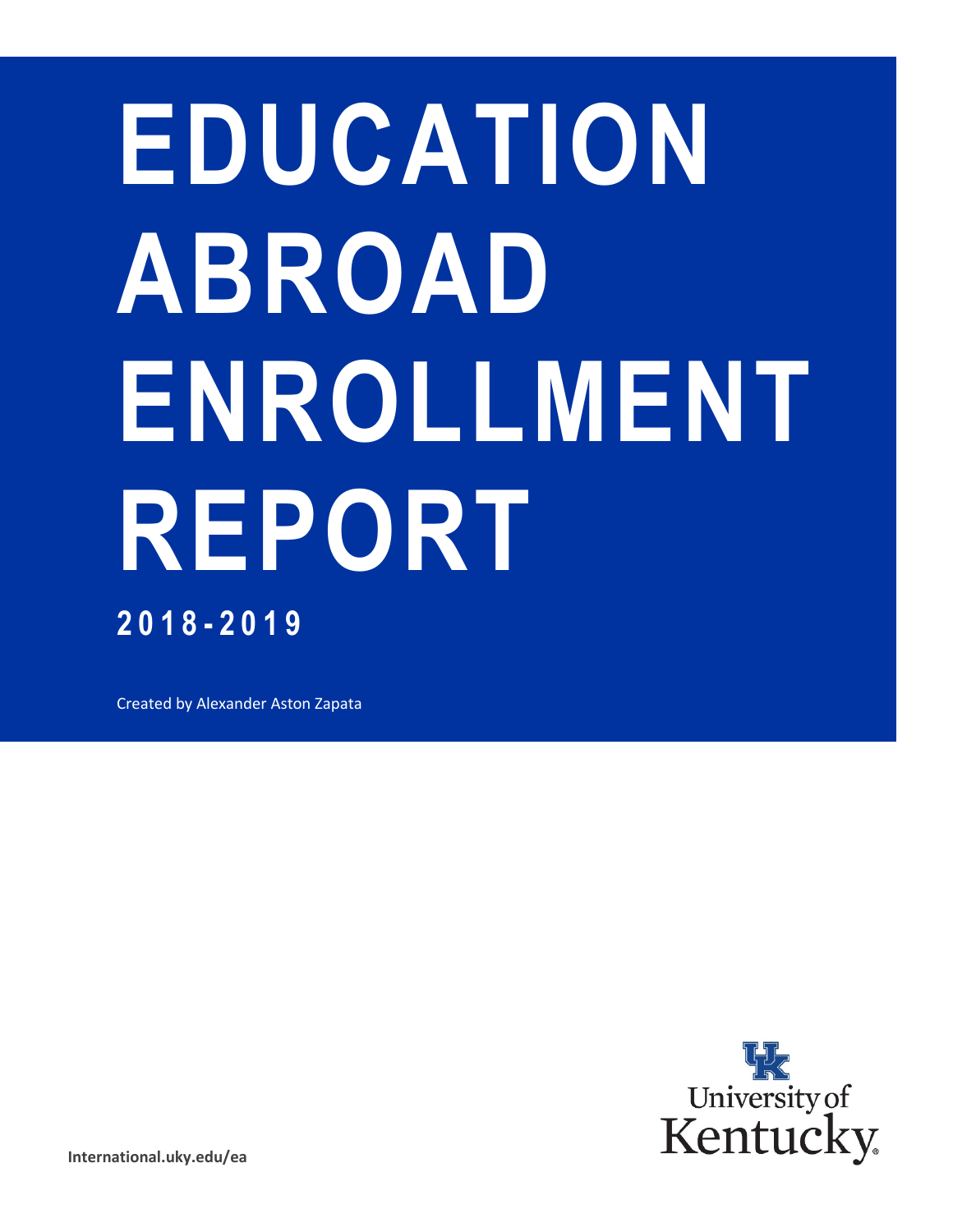# EDUCATION ABROAD ENROLLMENT REPORT

**2018-2019**

Created by Alexander Aston Zapata

University of Kentucky

**International.uky.edu/ea**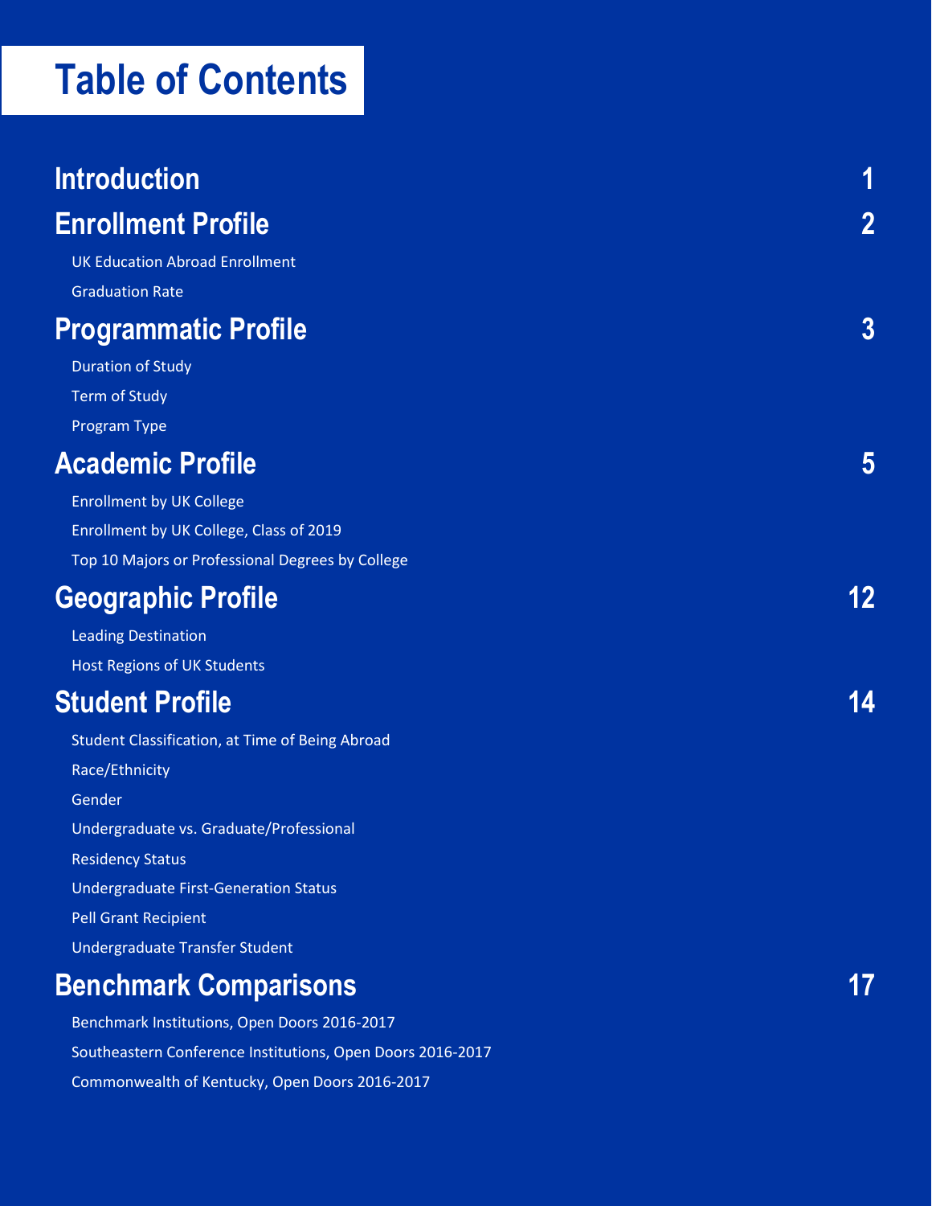# Table of Contents

## Introduction 1

## Enrollment Profile 2

- UK Education Abroad Enrollment
- Graduation Rate

## Programmatic Profile 3

- Duration of Study
- Term of Study
- Program Type

## Academic Profile 5

- Enrollment by UK College
- Enrollment by UK College, Class of 2019
- Top 10 Majors or Professional Degrees by College

## Geographic Profile 12

- Leading Destination
- Host Regions of UK Students

## Student Profile 14

- Student Classification, at Time of Being Abroad
- Race/Ethnicity
- Gender
- Undergraduate vs. Graduate/Professional
- Residency Status
- Undergraduate First-Generation Status
- Pell Grant Recipient
- Undergraduate Transfer Student

## Benchmark Comparisons 17

- Benchmark Institutions, Open Doors 2016-2017
- Southeastern Conference Institutions, Open Doors 2016-2017
- Commonwealth of Kentucky, Open Doors 2016-2017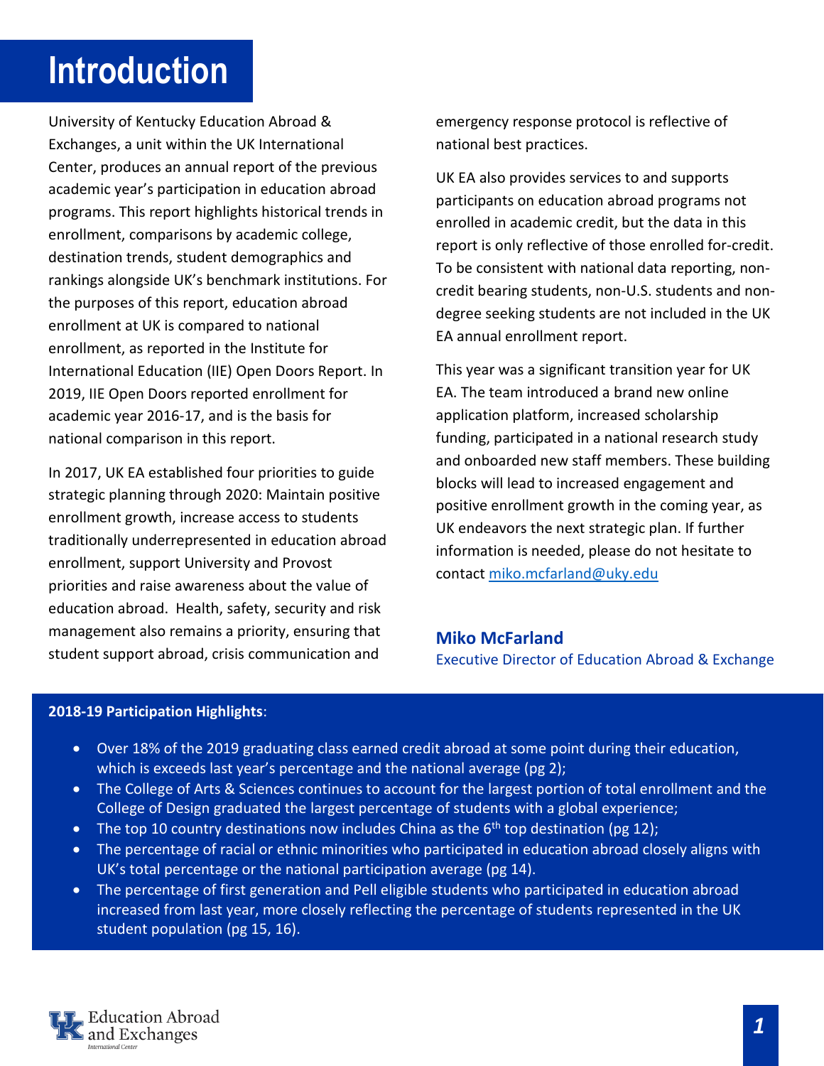# Introduction

University of Kentucky Education Abroad & Exchanges, a unit within the UK International Center, produces an annual report of the previous academic year's participation in education abroad programs. This report highlights historical trends in enrollment, comparisons by academic college, destination trends, student demographics and rankings alongside UK's benchmark institutions. For the purposes of this report, education abroad enrollment at UK is compared to national enrollment, as reported in the Institute for International Education (IIE) Open Doors Report. In 2019, IIE Open Doors reported enrollment for academic year 2016-17, and is the basis for national comparison in this report.

In 2017, UK EA established four priorities to guide strategic planning through 2020: Maintain positive enrollment growth, increase access to students traditionally underrepresented in education abroad enrollment, support University and Provost priorities and raise awareness about the value of education abroad. Health, safety, security and risk management also remains a priority, ensuring that student support abroad, crisis communication and emergency response protocol is reflective of national best practices.

UK EA also provides services to and supports participants on education abroad programs not enrolled in academic credit, but the data in this report is only reflective of those enrolled for-credit. To be consistent with national data reporting, non-credit bearing students, non-U.S. students and non-degree seeking students are not included in the UK EA annual enrollment report.

This year was a significant transition year for UK EA. The team introduced a brand new online application platform, increased scholarship funding, participated in a national research study and onboarded new staff members. These building blocks will lead to increased engagement and positive enrollment growth in the coming year, as UK endeavors the next strategic plan. If further information is needed, please do not hesitate to contact miko.mcfarland@uky.edu

**Miko McFarland**
Executive Director of Education Abroad & Exchange

**2018-19 Participation Highlights**:

- Over 18% of the 2019 graduating class earned credit abroad at some point during their education, which is exceeds last year's percentage and the national average (pg 2);
- The College of Arts & Sciences continues to account for the largest portion of total enrollment and the College of Design graduated the largest percentage of students with a global experience;
- The top 10 country destinations now includes China as the 6th top destination (pg 12);
- The percentage of racial or ethnic minorities who participated in education abroad closely aligns with UK's total percentage or the national participation average (pg 14).
- The percentage of first generation and Pell eligible students who participated in education abroad increased from last year, more closely reflecting the percentage of students represented in the UK student population (pg 15, 16).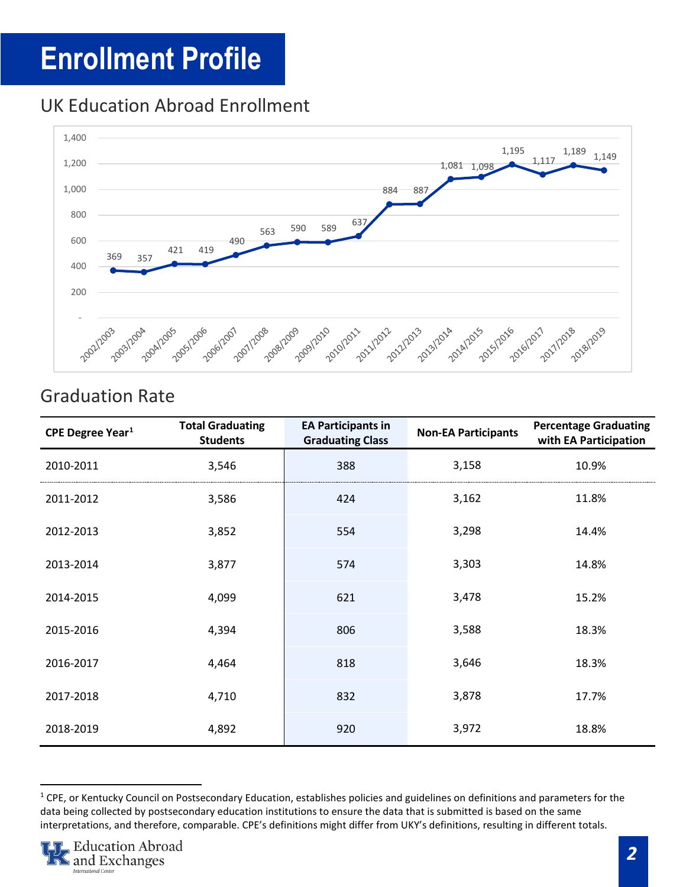# Enrollment Profile

## UK Education Abroad Enrollment

| Year | Enrollment |
|---|---|
| 2002/2003 | 369 |
| 2003/2004 | 357 |
| 2004/2005 | 421 |
| 2005/2006 | 419 |
| 2006/2007 | 490 |
| 2007/2008 | 563 |
| 2008/2009 | 590 |
| 2009/2010 | 589 |
| 2010/2011 | 637 |
| 2011/2012 | 884 |
| 2012/2013 | 887 |
| 2013/2014 | 1,081 |
| 2014/2015 | 1,098 |
| 2015/2016 | 1,195 |
| 2016/2017 | 1,117 |
| 2017/2018 | 1,189 |
| 2018/2019 | 1,149 |

## Graduation Rate

| CPE Degree Year[1] | Total Graduating Students | EA Participants in Graduating Class | Non-EA Participants | Percentage Graduating with EA Participation |
|---|---|---|---|---|
| 2010-2011 | 3,546 | 388 | 3,158 | 10.9% |
| 2011-2012 | 3,586 | 424 | 3,162 | 11.8% |
| 2012-2013 | 3,852 | 554 | 3,298 | 14.4% |
| 2013-2014 | 3,877 | 574 | 3,303 | 14.8% |
| 2014-2015 | 4,099 | 621 | 3,478 | 15.2% |
| 2015-2016 | 4,394 | 806 | 3,588 | 18.3% |
| 2016-2017 | 4,464 | 818 | 3,646 | 18.3% |
| 2017-2018 | 4,710 | 832 | 3,878 | 17.7% |
| 2018-2019 | 4,892 | 920 | 3,972 | 18.8% |

[1] CPE, or Kentucky Council on Postsecondary Education, establishes policies and guidelines on definitions and parameters for the data being collected by postsecondary education institutions to ensure the data that is submitted is based on the same interpretations, and therefore, comparable. CPE's definitions might differ from UKY's definitions, resulting in different totals.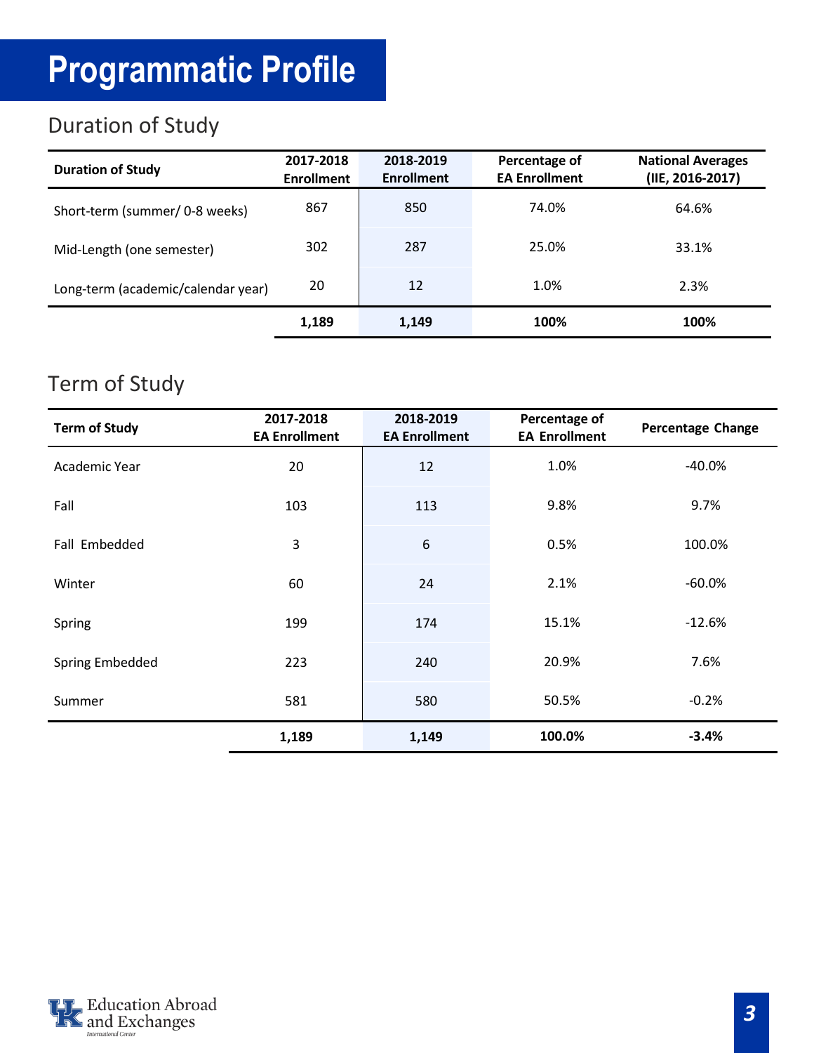# Programmatic Profile

## Duration of Study

| Duration of Study | 2017-2018 Enrollment | 2018-2019 Enrollment | Percentage of EA Enrollment | National Averages (IIE, 2016-2017) |
|---|---|---|---|---|
| Short-term (summer/ 0-8 weeks) | 867 | 850 | 74.0% | 64.6% |
| Mid-Length (one semester) | 302 | 287 | 25.0% | 33.1% |
| Long-term (academic/calendar year) | 20 | 12 | 1.0% | 2.3% |
| | **1,189** | **1,149** | **100%** | **100%** |

## Term of Study

| Term of Study | 2017-2018 EA Enrollment | 2018-2019 EA Enrollment | Percentage of EA Enrollment | Percentage Change |
|---|---|---|---|---|
| Academic Year | 20 | 12 | 1.0% | -40.0% |
| Fall | 103 | 113 | 9.8% | 9.7% |
| Fall Embedded | 3 | 6 | 0.5% | 100.0% |
| Winter | 60 | 24 | 2.1% | -60.0% |
| Spring | 199 | 174 | 15.1% | -12.6% |
| Spring Embedded | 223 | 240 | 20.9% | 7.6% |
| Summer | 581 | 580 | 50.5% | -0.2% |
| | **1,189** | **1,149** | **100.0%** | **-3.4%** |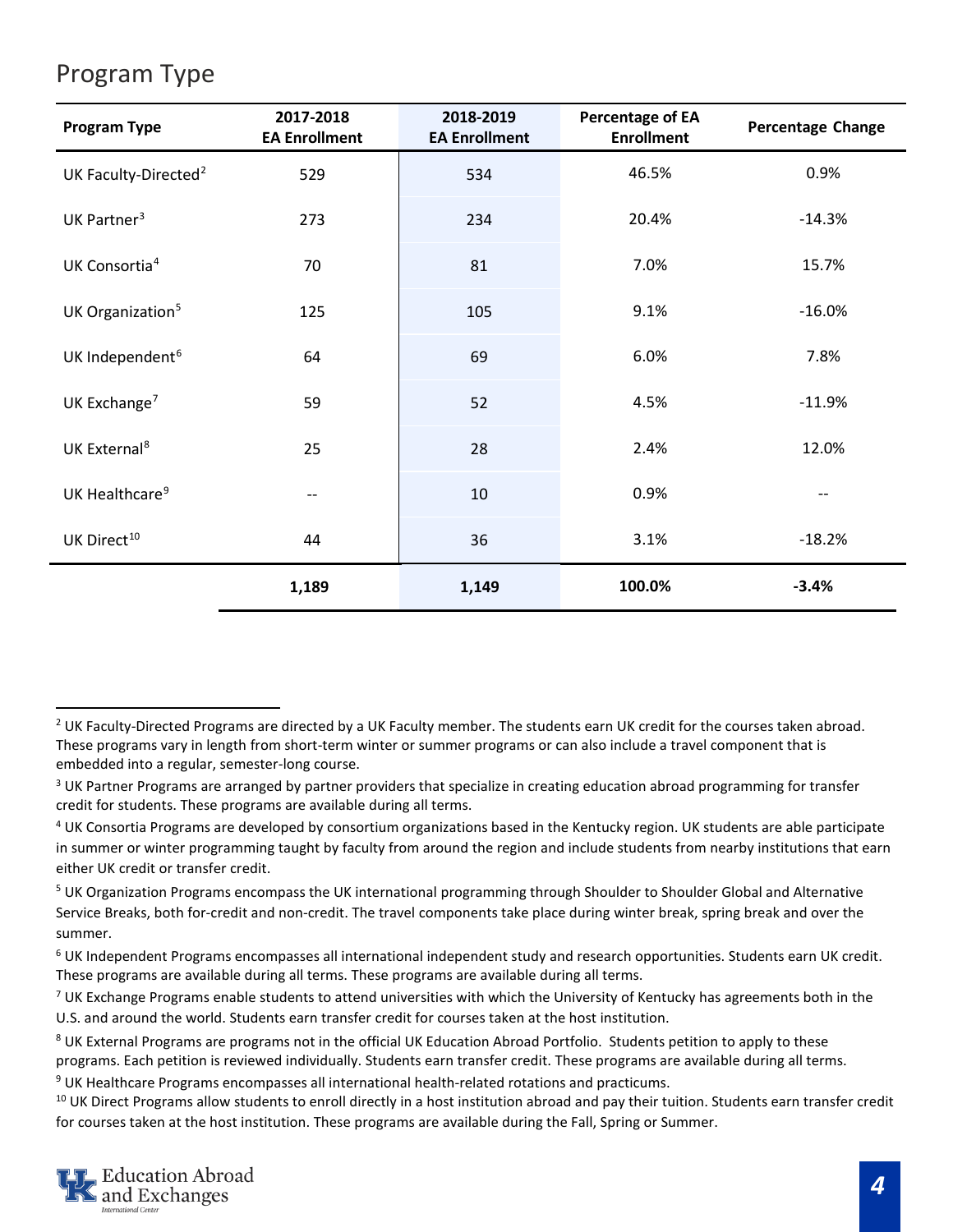## Program Type

| Program Type | 2017-2018 EA Enrollment | 2018-2019 EA Enrollment | Percentage of EA Enrollment | Percentage Change |
|---|---|---|---|---|
| UK Faculty-Directed[2] | 529 | 534 | 46.5% | 0.9% |
| UK Partner[3] | 273 | 234 | 20.4% | -14.3% |
| UK Consortia[4] | 70 | 81 | 7.0% | 15.7% |
| UK Organization[5] | 125 | 105 | 9.1% | -16.0% |
| UK Independent[6] | 64 | 69 | 6.0% | 7.8% |
| UK Exchange[7] | 59 | 52 | 4.5% | -11.9% |
| UK External[8] | 25 | 28 | 2.4% | 12.0% |
| UK Healthcare[9] | -- | 10 | 0.9% | -- |
| UK Direct[10] | 44 | 36 | 3.1% | -18.2% |
| | **1,189** | **1,149** | **100.0%** | **-3.4%** |

[2] UK Faculty-Directed Programs are directed by a UK Faculty member. The students earn UK credit for the courses taken abroad. These programs vary in length from short-term winter or summer programs or can also include a travel component that is embedded into a regular, semester-long course.

[3] UK Partner Programs are arranged by partner providers that specialize in creating education abroad programming for transfer credit for students. These programs are available during all terms.

[4] UK Consortia Programs are developed by consortium organizations based in the Kentucky region. UK students are able participate in summer or winter programming taught by faculty from around the region and include students from nearby institutions that earn either UK credit or transfer credit.

[5] UK Organization Programs encompass the UK international programming through Shoulder to Shoulder Global and Alternative Service Breaks, both for-credit and non-credit. The travel components take place during winter break, spring break and over the summer.

[6] UK Independent Programs encompasses all international independent study and research opportunities. Students earn UK credit. These programs are available during all terms. These programs are available during all terms.

[7] UK Exchange Programs enable students to attend universities with which the University of Kentucky has agreements both in the U.S. and around the world. Students earn transfer credit for courses taken at the host institution.

[8] UK External Programs are programs not in the official UK Education Abroad Portfolio. Students petition to apply to these programs. Each petition is reviewed individually. Students earn transfer credit. These programs are available during all terms.

[9] UK Healthcare Programs encompasses all international health-related rotations and practicums.

[10] UK Direct Programs allow students to enroll directly in a host institution abroad and pay their tuition. Students earn transfer credit for courses taken at the host institution. These programs are available during the Fall, Spring or Summer.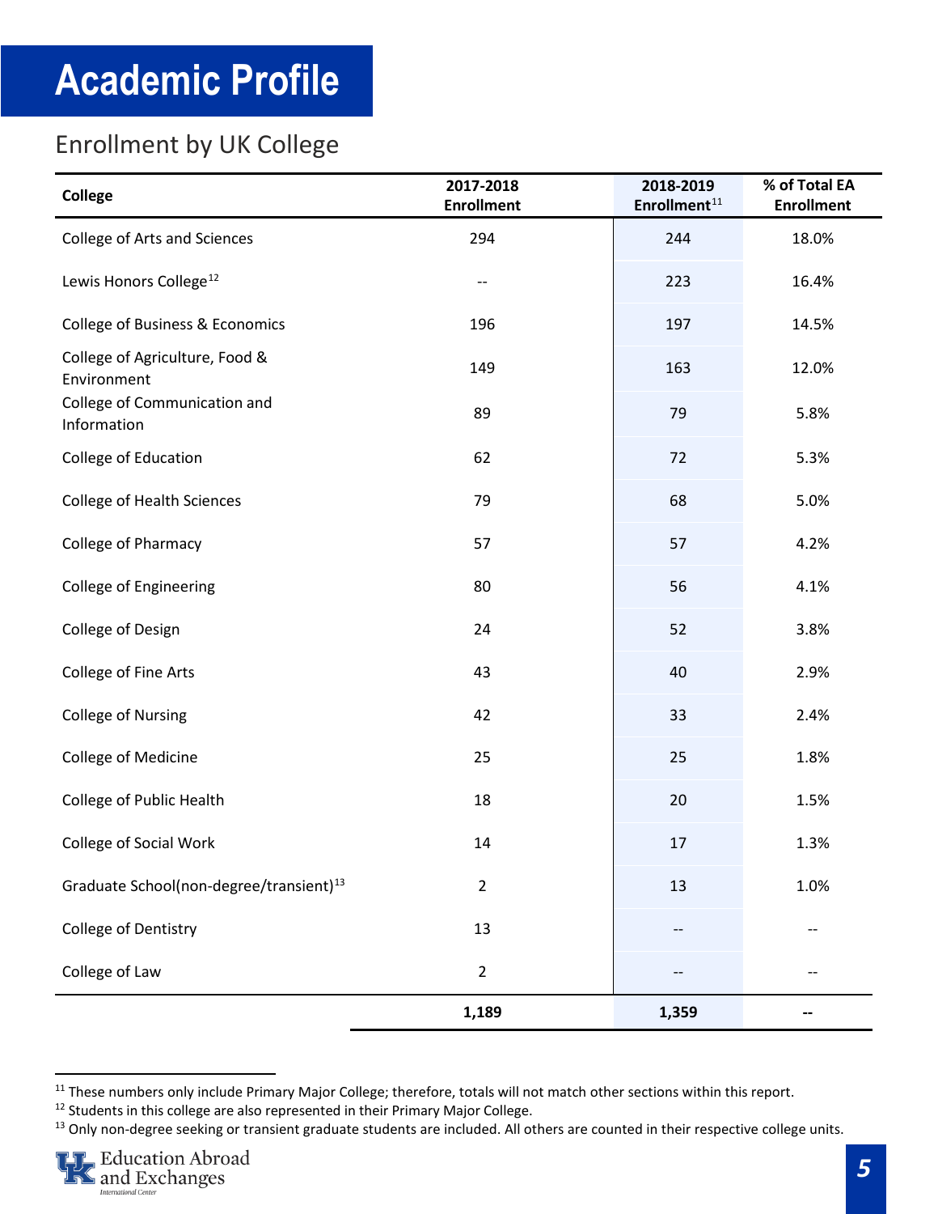# Academic Profile

## Enrollment by UK College

| College | 2017-2018 Enrollment | 2018-2019 Enrollment[11] | % of Total EA Enrollment |
|---|---|---|---|
| College of Arts and Sciences | 294 | 244 | 18.0% |
| Lewis Honors College[12] | -- | 223 | 16.4% |
| College of Business & Economics | 196 | 197 | 14.5% |
| College of Agriculture, Food & Environment | 149 | 163 | 12.0% |
| College of Communication and Information | 89 | 79 | 5.8% |
| College of Education | 62 | 72 | 5.3% |
| College of Health Sciences | 79 | 68 | 5.0% |
| College of Pharmacy | 57 | 57 | 4.2% |
| College of Engineering | 80 | 56 | 4.1% |
| College of Design | 24 | 52 | 3.8% |
| College of Fine Arts | 43 | 40 | 2.9% |
| College of Nursing | 42 | 33 | 2.4% |
| College of Medicine | 25 | 25 | 1.8% |
| College of Public Health | 18 | 20 | 1.5% |
| College of Social Work | 14 | 17 | 1.3% |
| Graduate School(non-degree/transient)[13] | 2 | 13 | 1.0% |
| College of Dentistry | 13 | -- | -- |
| College of Law | 2 | -- | -- |
| | **1,189** | **1,359** | **--** |

[11] These numbers only include Primary Major College; therefore, totals will not match other sections within this report.

[12] Students in this college are also represented in their Primary Major College.

[13] Only non-degree seeking or transient graduate students are included. All others are counted in their respective college units.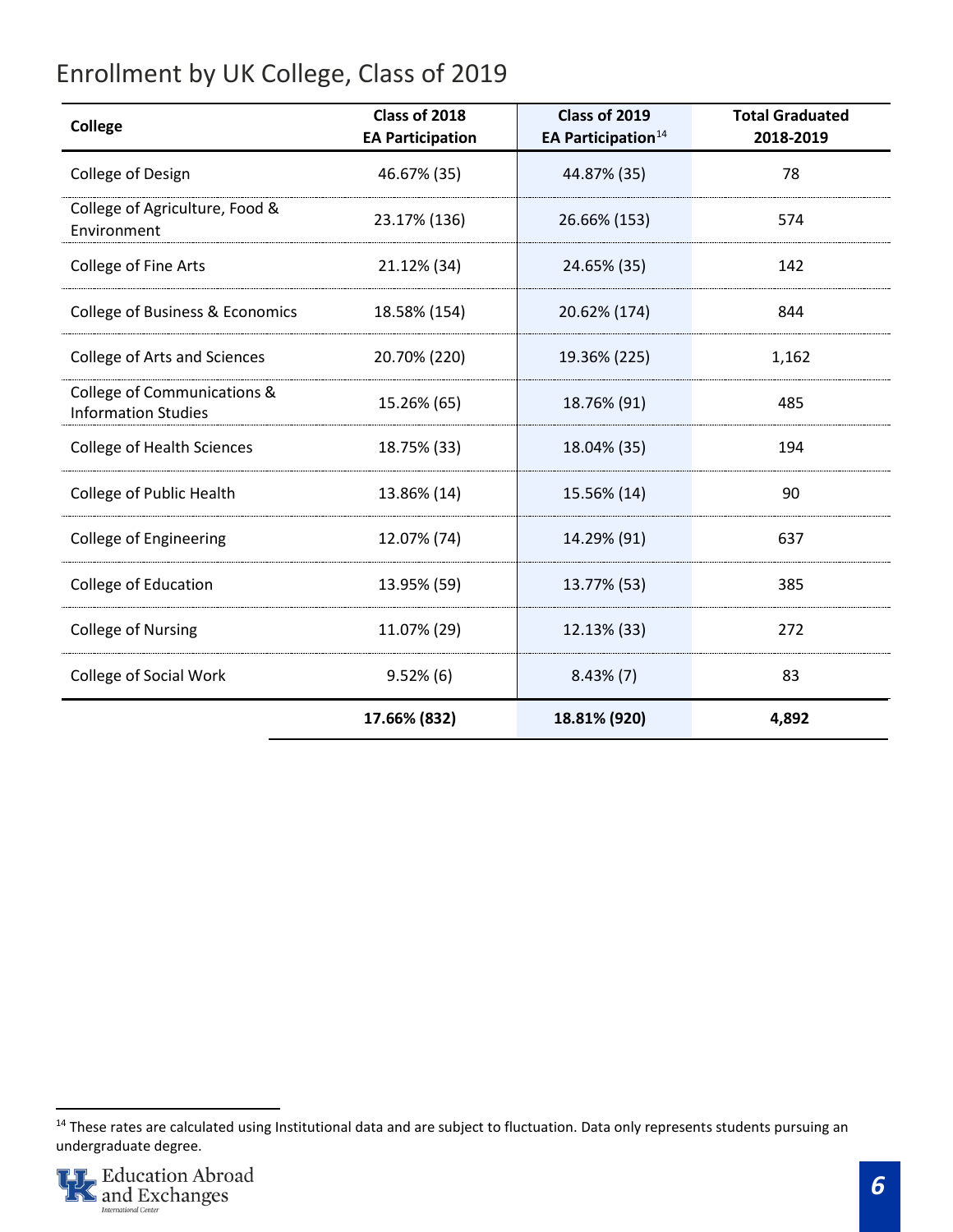## Enrollment by UK College, Class of 2019

| College | Class of 2018 EA Participation | Class of 2019 EA Participation[14] | Total Graduated 2018-2019 |
|---|---|---|---|
| College of Design | 46.67% (35) | 44.87% (35) | 78 |
| College of Agriculture, Food & Environment | 23.17% (136) | 26.66% (153) | 574 |
| College of Fine Arts | 21.12% (34) | 24.65% (35) | 142 |
| College of Business & Economics | 18.58% (154) | 20.62% (174) | 844 |
| College of Arts and Sciences | 20.70% (220) | 19.36% (225) | 1,162 |
| College of Communications & Information Studies | 15.26% (65) | 18.76% (91) | 485 |
| College of Health Sciences | 18.75% (33) | 18.04% (35) | 194 |
| College of Public Health | 13.86% (14) | 15.56% (14) | 90 |
| College of Engineering | 12.07% (74) | 14.29% (91) | 637 |
| College of Education | 13.95% (59) | 13.77% (53) | 385 |
| College of Nursing | 11.07% (29) | 12.13% (33) | 272 |
| College of Social Work | 9.52% (6) | 8.43% (7) | 83 |
| | **17.66% (832)** | **18.81% (920)** | **4,892** |

[14] These rates are calculated using Institutional data and are subject to fluctuation. Data only represents students pursuing an undergraduate degree.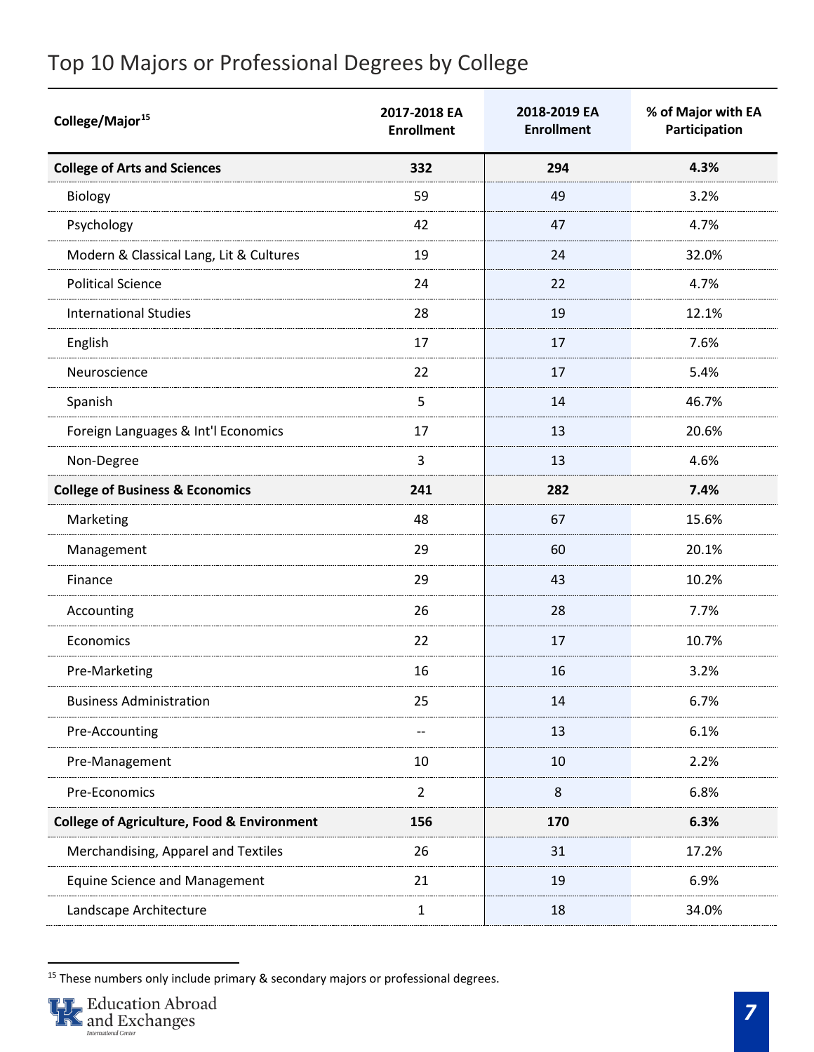## Top 10 Majors or Professional Degrees by College

| College/Major[15] | 2017-2018 EA Enrollment | 2018-2019 EA Enrollment | % of Major with EA Participation |
|---|---|---|---|
| **College of Arts and Sciences** | **332** | **294** | **4.3%** |
| Biology | 59 | 49 | 3.2% |
| Psychology | 42 | 47 | 4.7% |
| Modern & Classical Lang, Lit & Cultures | 19 | 24 | 32.0% |
| Political Science | 24 | 22 | 4.7% |
| International Studies | 28 | 19 | 12.1% |
| English | 17 | 17 | 7.6% |
| Neuroscience | 22 | 17 | 5.4% |
| Spanish | 5 | 14 | 46.7% |
| Foreign Languages & Int'l Economics | 17 | 13 | 20.6% |
| Non-Degree | 3 | 13 | 4.6% |
| **College of Business & Economics** | **241** | **282** | **7.4%** |
| Marketing | 48 | 67 | 15.6% |
| Management | 29 | 60 | 20.1% |
| Finance | 29 | 43 | 10.2% |
| Accounting | 26 | 28 | 7.7% |
| Economics | 22 | 17 | 10.7% |
| Pre-Marketing | 16 | 16 | 3.2% |
| Business Administration | 25 | 14 | 6.7% |
| Pre-Accounting | -- | 13 | 6.1% |
| Pre-Management | 10 | 10 | 2.2% |
| Pre-Economics | 2 | 8 | 6.8% |
| **College of Agriculture, Food & Environment** | **156** | **170** | **6.3%** |
| Merchandising, Apparel and Textiles | 26 | 31 | 17.2% |
| Equine Science and Management | 21 | 19 | 6.9% |
| Landscape Architecture | 1 | 18 | 34.0% |

[15] These numbers only include primary & secondary majors or professional degrees.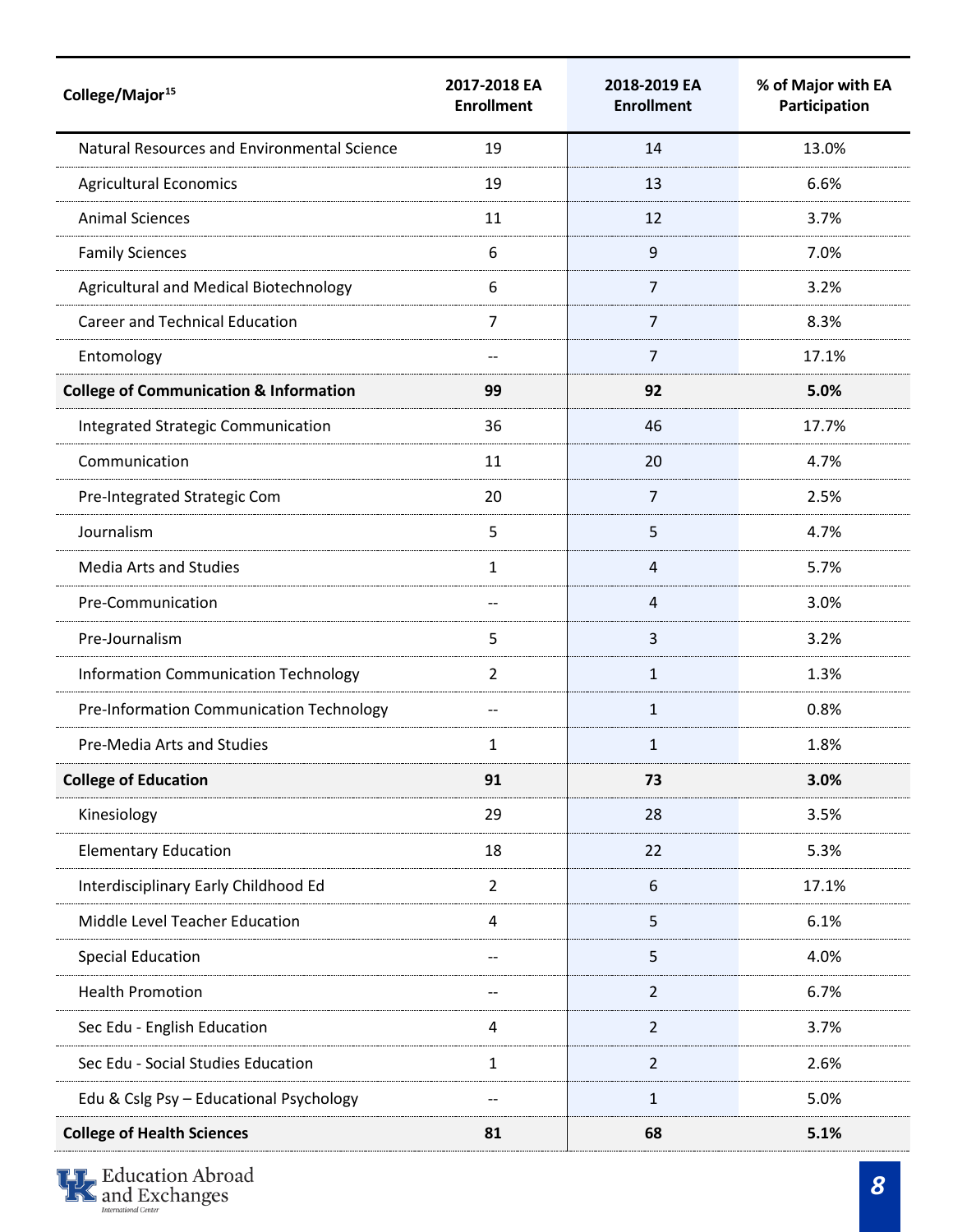| College/Major[15] | 2017-2018 EA Enrollment | 2018-2019 EA Enrollment | % of Major with EA Participation |
|---|---|---|---|
| Natural Resources and Environmental Science | 19 | 14 | 13.0% |
| Agricultural Economics | 19 | 13 | 6.6% |
| Animal Sciences | 11 | 12 | 3.7% |
| Family Sciences | 6 | 9 | 7.0% |
| Agricultural and Medical Biotechnology | 6 | 7 | 3.2% |
| Career and Technical Education | 7 | 7 | 8.3% |
| Entomology | -- | 7 | 17.1% |
| **College of Communication & Information** | **99** | **92** | **5.0%** |
| Integrated Strategic Communication | 36 | 46 | 17.7% |
| Communication | 11 | 20 | 4.7% |
| Pre-Integrated Strategic Com | 20 | 7 | 2.5% |
| Journalism | 5 | 5 | 4.7% |
| Media Arts and Studies | 1 | 4 | 5.7% |
| Pre-Communication | -- | 4 | 3.0% |
| Pre-Journalism | 5 | 3 | 3.2% |
| Information Communication Technology | 2 | 1 | 1.3% |
| Pre-Information Communication Technology | -- | 1 | 0.8% |
| Pre-Media Arts and Studies | 1 | 1 | 1.8% |
| **College of Education** | **91** | **73** | **3.0%** |
| Kinesiology | 29 | 28 | 3.5% |
| Elementary Education | 18 | 22 | 5.3% |
| Interdisciplinary Early Childhood Ed | 2 | 6 | 17.1% |
| Middle Level Teacher Education | 4 | 5 | 6.1% |
| Special Education | -- | 5 | 4.0% |
| Health Promotion | -- | 2 | 6.7% |
| Sec Edu - English Education | 4 | 2 | 3.7% |
| Sec Edu - Social Studies Education | 1 | 2 | 2.6% |
| Edu & Cslg Psy – Educational Psychology | -- | 1 | 5.0% |
| **College of Health Sciences** | **81** | **68** | **5.1%** |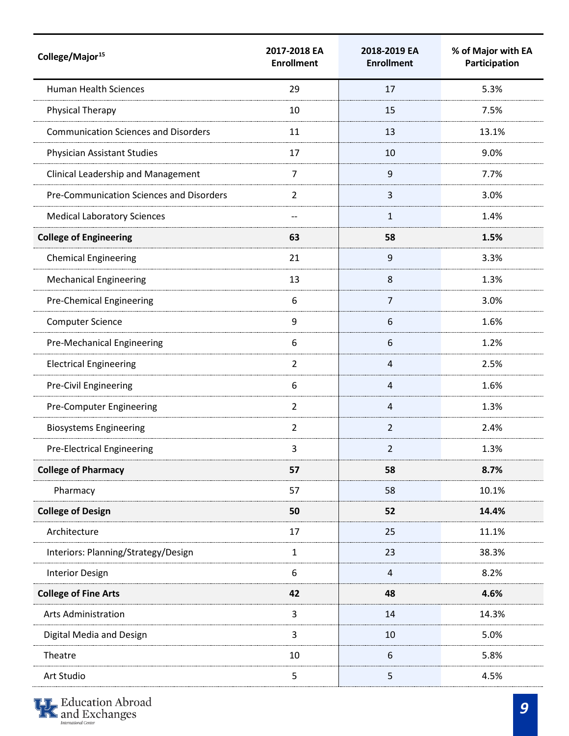| College/Major[15] | 2017-2018 EA Enrollment | 2018-2019 EA Enrollment | % of Major with EA Participation |
|---|---|---|---|
| Human Health Sciences | 29 | 17 | 5.3% |
| Physical Therapy | 10 | 15 | 7.5% |
| Communication Sciences and Disorders | 11 | 13 | 13.1% |
| Physician Assistant Studies | 17 | 10 | 9.0% |
| Clinical Leadership and Management | 7 | 9 | 7.7% |
| Pre-Communication Sciences and Disorders | 2 | 3 | 3.0% |
| Medical Laboratory Sciences | -- | 1 | 1.4% |
| **College of Engineering** | **63** | **58** | **1.5%** |
| Chemical Engineering | 21 | 9 | 3.3% |
| Mechanical Engineering | 13 | 8 | 1.3% |
| Pre-Chemical Engineering | 6 | 7 | 3.0% |
| Computer Science | 9 | 6 | 1.6% |
| Pre-Mechanical Engineering | 6 | 6 | 1.2% |
| Electrical Engineering | 2 | 4 | 2.5% |
| Pre-Civil Engineering | 6 | 4 | 1.6% |
| Pre-Computer Engineering | 2 | 4 | 1.3% |
| Biosystems Engineering | 2 | 2 | 2.4% |
| Pre-Electrical Engineering | 3 | 2 | 1.3% |
| **College of Pharmacy** | **57** | **58** | **8.7%** |
| Pharmacy | 57 | 58 | 10.1% |
| **College of Design** | **50** | **52** | **14.4%** |
| Architecture | 17 | 25 | 11.1% |
| Interiors: Planning/Strategy/Design | 1 | 23 | 38.3% |
| Interior Design | 6 | 4 | 8.2% |
| **College of Fine Arts** | **42** | **48** | **4.6%** |
| Arts Administration | 3 | 14 | 14.3% |
| Digital Media and Design | 3 | 10 | 5.0% |
| Theatre | 10 | 6 | 5.8% |
| Art Studio | 5 | 5 | 4.5% |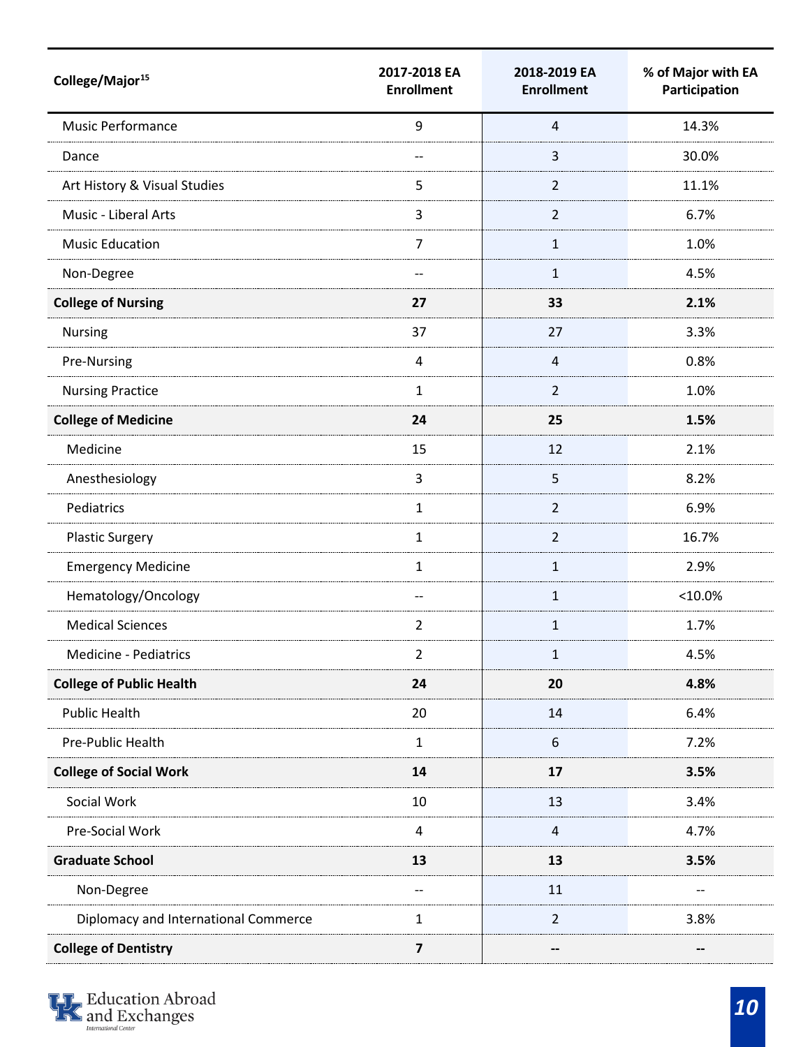| College/Major[15] | 2017-2018 EA Enrollment | 2018-2019 EA Enrollment | % of Major with EA Participation |
|---|---|---|---|
| Music Performance | 9 | 4 | 14.3% |
| Dance | -- | 3 | 30.0% |
| Art History & Visual Studies | 5 | 2 | 11.1% |
| Music - Liberal Arts | 3 | 2 | 6.7% |
| Music Education | 7 | 1 | 1.0% |
| Non-Degree | -- | 1 | 4.5% |
| **College of Nursing** | **27** | **33** | **2.1%** |
| Nursing | 37 | 27 | 3.3% |
| Pre-Nursing | 4 | 4 | 0.8% |
| Nursing Practice | 1 | 2 | 1.0% |
| **College of Medicine** | **24** | **25** | **1.5%** |
| Medicine | 15 | 12 | 2.1% |
| Anesthesiology | 3 | 5 | 8.2% |
| Pediatrics | 1 | 2 | 6.9% |
| Plastic Surgery | 1 | 2 | 16.7% |
| Emergency Medicine | 1 | 1 | 2.9% |
| Hematology/Oncology | -- | 1 | <10.0% |
| Medical Sciences | 2 | 1 | 1.7% |
| Medicine - Pediatrics | 2 | 1 | 4.5% |
| **College of Public Health** | **24** | **20** | **4.8%** |
| Public Health | 20 | 14 | 6.4% |
| Pre-Public Health | 1 | 6 | 7.2% |
| **College of Social Work** | **14** | **17** | **3.5%** |
| Social Work | 10 | 13 | 3.4% |
| Pre-Social Work | 4 | 4 | 4.7% |
| **Graduate School** | **13** | **13** | **3.5%** |
| Non-Degree | -- | 11 | -- |
| Diplomacy and International Commerce | 1 | 2 | 3.8% |
| **College of Dentistry** | **7** | **--** | **--** |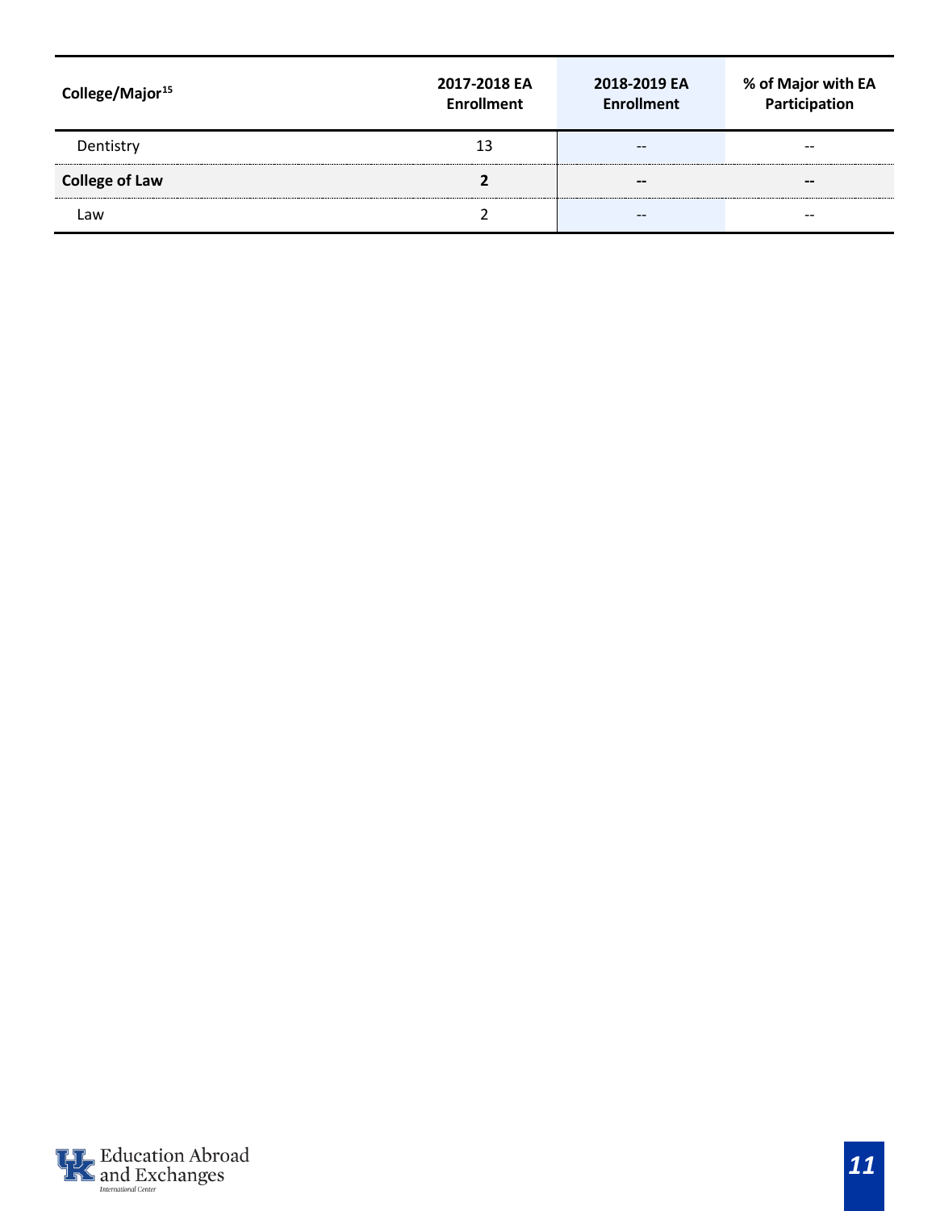| College/Major[15] | 2017-2018 EA Enrollment | 2018-2019 EA Enrollment | % of Major with EA Participation |
|---|---|---|---|
| Dentistry | 13 | -- | -- |
| **College of Law** | **2** | **--** | **--** |
| Law | 2 | -- | -- |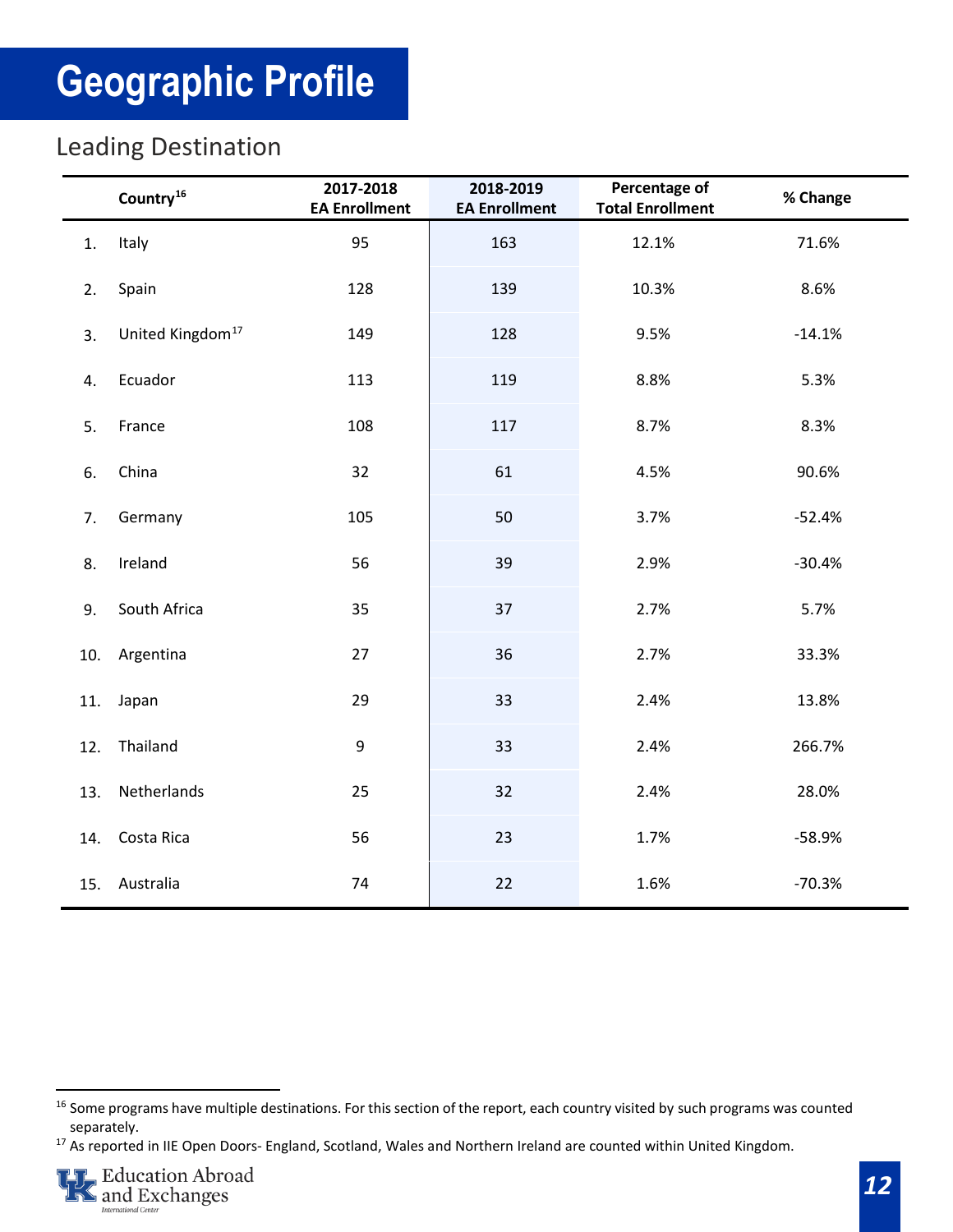# Geographic Profile

## Leading Destination

| | Country[16] | 2017-2018 EA Enrollment | 2018-2019 EA Enrollment | Percentage of Total Enrollment | % Change |
|---|---|---|---|---|---|
| 1. | Italy | 95 | 163 | 12.1% | 71.6% |
| 2. | Spain | 128 | 139 | 10.3% | 8.6% |
| 3. | United Kingdom[17] | 149 | 128 | 9.5% | -14.1% |
| 4. | Ecuador | 113 | 119 | 8.8% | 5.3% |
| 5. | France | 108 | 117 | 8.7% | 8.3% |
| 6. | China | 32 | 61 | 4.5% | 90.6% |
| 7. | Germany | 105 | 50 | 3.7% | -52.4% |
| 8. | Ireland | 56 | 39 | 2.9% | -30.4% |
| 9. | South Africa | 35 | 37 | 2.7% | 5.7% |
| 10. | Argentina | 27 | 36 | 2.7% | 33.3% |
| 11. | Japan | 29 | 33 | 2.4% | 13.8% |
| 12. | Thailand | 9 | 33 | 2.4% | 266.7% |
| 13. | Netherlands | 25 | 32 | 2.4% | 28.0% |
| 14. | Costa Rica | 56 | 23 | 1.7% | -58.9% |
| 15. | Australia | 74 | 22 | 1.6% | -70.3% |

[16] Some programs have multiple destinations. For this section of the report, each country visited by such programs was counted separately.

[17] As reported in IIE Open Doors- England, Scotland, Wales and Northern Ireland are counted within United Kingdom.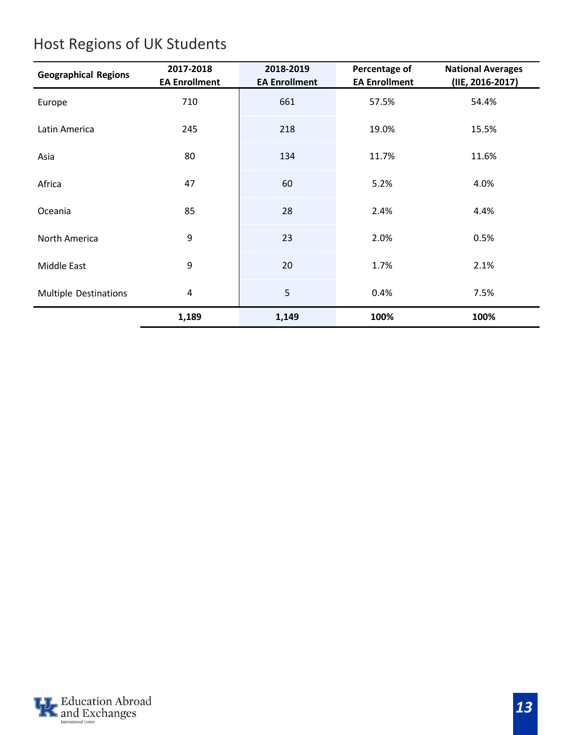# Host Regions of UK Students

| Geographical Regions | 2017-2018 EA Enrollment | 2018-2019 EA Enrollment | Percentage of EA Enrollment | National Averages (IIE, 2016-2017) |
|---|---|---|---|---|
| Europe | 710 | 661 | 57.5% | 54.4% |
| Latin America | 245 | 218 | 19.0% | 15.5% |
| Asia | 80 | 134 | 11.7% | 11.6% |
| Africa | 47 | 60 | 5.2% | 4.0% |
| Oceania | 85 | 28 | 2.4% | 4.4% |
| North America | 9 | 23 | 2.0% | 0.5% |
| Middle East | 9 | 20 | 1.7% | 2.1% |
| Multiple Destinations | 4 | 5 | 0.4% | 7.5% |
| | **1,189** | **1,149** | **100%** | **100%** |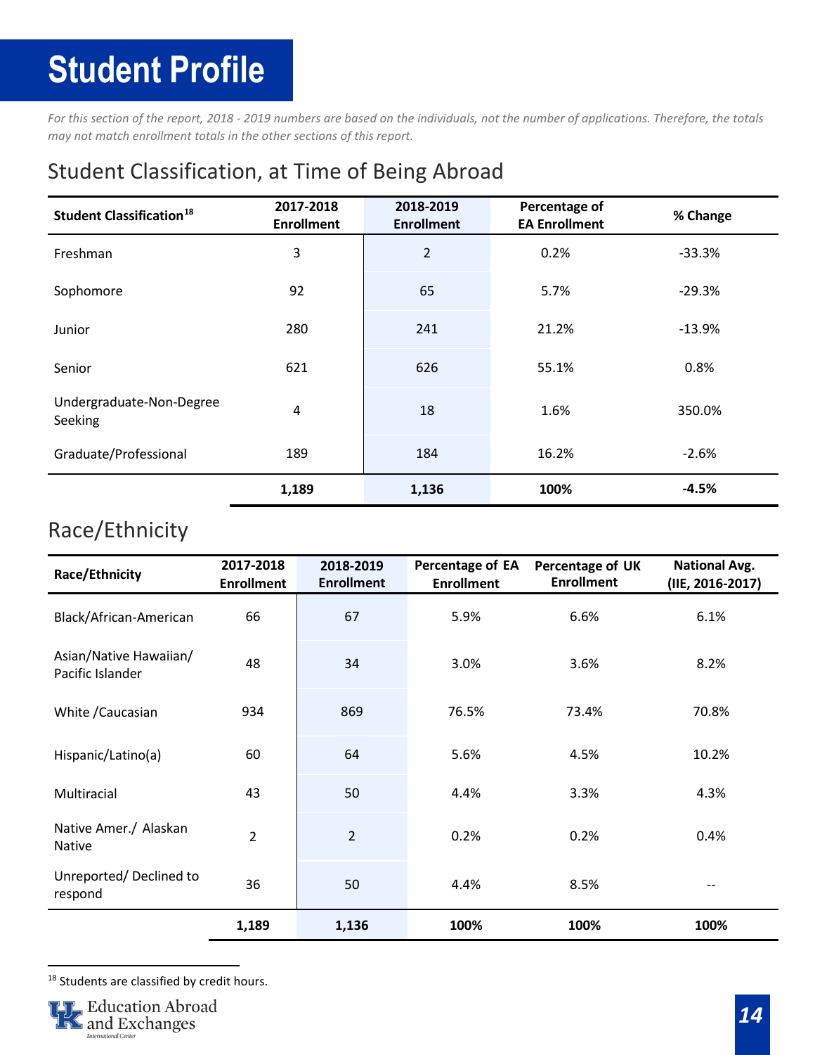# Student Profile

*For this section of the report, 2018 - 2019 numbers are based on the individuals, not the number of applications. Therefore, the totals may not match enrollment totals in the other sections of this report.*

## Student Classification, at Time of Being Abroad

| Student Classification[18] | 2017-2018 Enrollment | 2018-2019 Enrollment | Percentage of EA Enrollment | % Change |
|---|---|---|---|---|
| Freshman | 3 | 2 | 0.2% | -33.3% |
| Sophomore | 92 | 65 | 5.7% | -29.3% |
| Junior | 280 | 241 | 21.2% | -13.9% |
| Senior | 621 | 626 | 55.1% | 0.8% |
| Undergraduate-Non-Degree Seeking | 4 | 18 | 1.6% | 350.0% |
| Graduate/Professional | 189 | 184 | 16.2% | -2.6% |
| | **1,189** | **1,136** | **100%** | **-4.5%** |

## Race/Ethnicity

| Race/Ethnicity | 2017-2018 Enrollment | 2018-2019 Enrollment | Percentage of EA Enrollment | Percentage of UK Enrollment | National Avg. (IIE, 2016-2017) |
|---|---|---|---|---|---|
| Black/African-American | 66 | 67 | 5.9% | 6.6% | 6.1% |
| Asian/Native Hawaiian/ Pacific Islander | 48 | 34 | 3.0% | 3.6% | 8.2% |
| White /Caucasian | 934 | 869 | 76.5% | 73.4% | 70.8% |
| Hispanic/Latino(a) | 60 | 64 | 5.6% | 4.5% | 10.2% |
| Multiracial | 43 | 50 | 4.4% | 3.3% | 4.3% |
| Native Amer./ Alaskan Native | 2 | 2 | 0.2% | 0.2% | 0.4% |
| Unreported/ Declined to respond | 36 | 50 | 4.4% | 8.5% | -- |
| | **1,189** | **1,136** | **100%** | **100%** | **100%** |

[18] Students are classified by credit hours.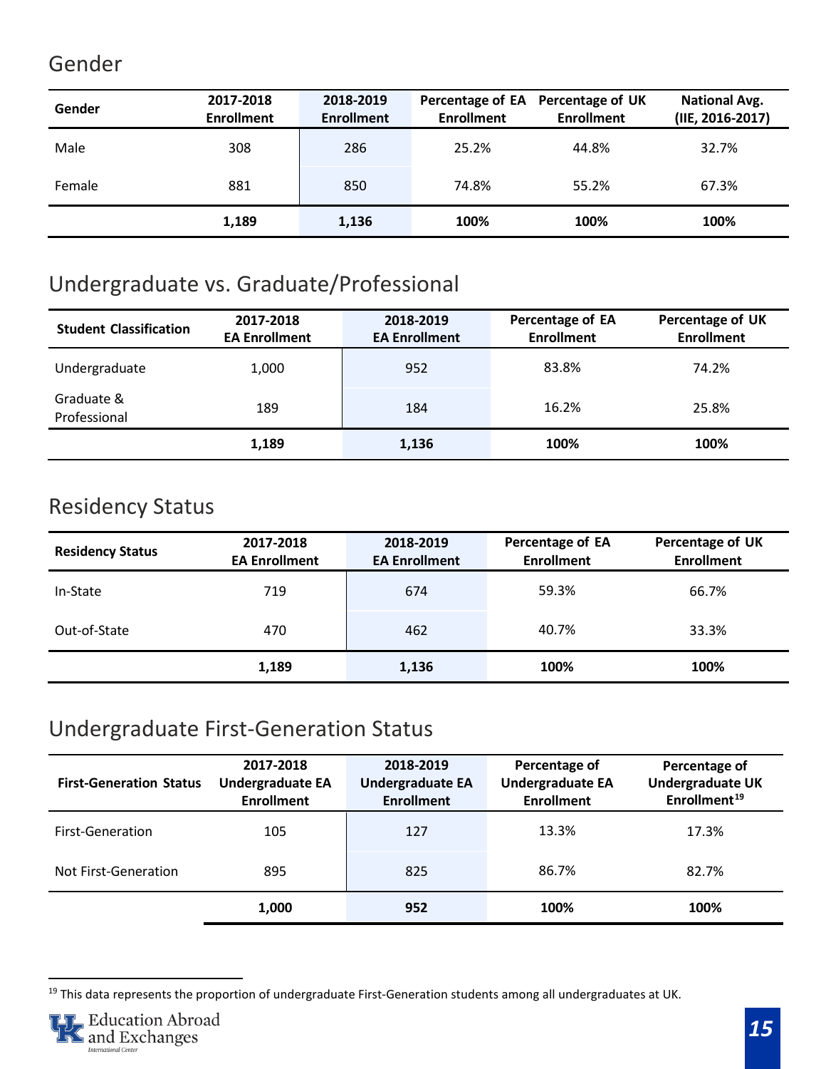## Gender

| Gender | 2017-2018 Enrollment | 2018-2019 Enrollment | Percentage of EA Enrollment | Percentage of UK Enrollment | National Avg. (IIE, 2016-2017) |
|---|---|---|---|---|---|
| Male | 308 | 286 | 25.2% | 44.8% | 32.7% |
| Female | 881 | 850 | 74.8% | 55.2% | 67.3% |
| | **1,189** | **1,136** | **100%** | **100%** | **100%** |

## Undergraduate vs. Graduate/Professional

| Student Classification | 2017-2018 EA Enrollment | 2018-2019 EA Enrollment | Percentage of EA Enrollment | Percentage of UK Enrollment |
|---|---|---|---|---|
| Undergraduate | 1,000 | 952 | 83.8% | 74.2% |
| Graduate & Professional | 189 | 184 | 16.2% | 25.8% |
| | **1,189** | **1,136** | **100%** | **100%** |

## Residency Status

| Residency Status | 2017-2018 EA Enrollment | 2018-2019 EA Enrollment | Percentage of EA Enrollment | Percentage of UK Enrollment |
|---|---|---|---|---|
| In-State | 719 | 674 | 59.3% | 66.7% |
| Out-of-State | 470 | 462 | 40.7% | 33.3% |
| | **1,189** | **1,136** | **100%** | **100%** |

## Undergraduate First-Generation Status

| First-Generation Status | 2017-2018 Undergraduate EA Enrollment | 2018-2019 Undergraduate EA Enrollment | Percentage of Undergraduate EA Enrollment | Percentage of Undergraduate UK Enrollment[19] |
|---|---|---|---|---|
| First-Generation | 105 | 127 | 13.3% | 17.3% |
| Not First-Generation | 895 | 825 | 86.7% | 82.7% |
| | **1,000** | **952** | **100%** | **100%** |

[19] This data represents the proportion of undergraduate First-Generation students among all undergraduates at UK.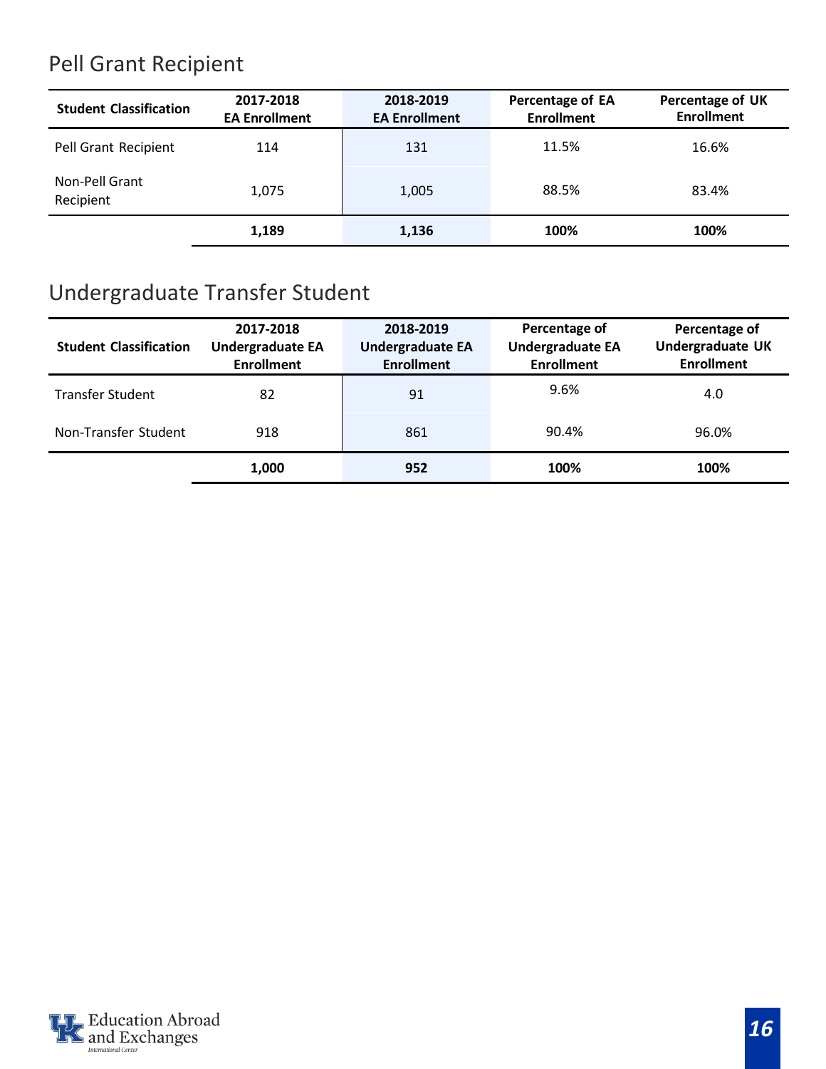## Pell Grant Recipient

| Student Classification | 2017-2018 EA Enrollment | 2018-2019 EA Enrollment | Percentage of EA Enrollment | Percentage of UK Enrollment |
|---|---|---|---|---|
| Pell Grant Recipient | 114 | 131 | 11.5% | 16.6% |
| Non-Pell Grant Recipient | 1,075 | 1,005 | 88.5% | 83.4% |
| | **1,189** | **1,136** | **100%** | **100%** |

## Undergraduate Transfer Student

| Student Classification | 2017-2018 Undergraduate EA Enrollment | 2018-2019 Undergraduate EA Enrollment | Percentage of Undergraduate EA Enrollment | Percentage of Undergraduate UK Enrollment |
|---|---|---|---|---|
| Transfer Student | 82 | 91 | 9.6% | 4.0 |
| Non-Transfer Student | 918 | 861 | 90.4% | 96.0% |
| | **1,000** | **952** | **100%** | **100%** |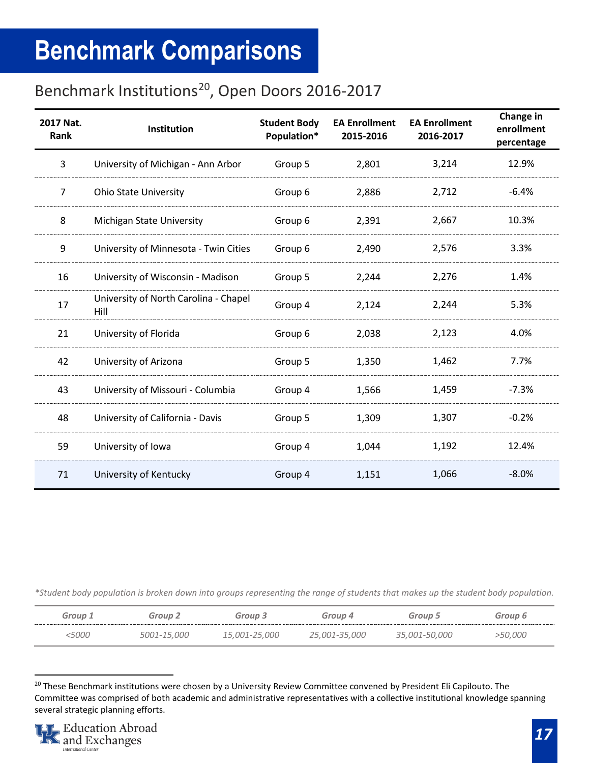# Benchmark Comparisons

## Benchmark Institutions[20], Open Doors 2016-2017

| 2017 Nat. Rank | Institution | Student Body Population* | EA Enrollment 2015-2016 | EA Enrollment 2016-2017 | Change in enrollment percentage |
|---|---|---|---|---|---|
| 3 | University of Michigan - Ann Arbor | Group 5 | 2,801 | 3,214 | 12.9% |
| 7 | Ohio State University | Group 6 | 2,886 | 2,712 | -6.4% |
| 8 | Michigan State University | Group 6 | 2,391 | 2,667 | 10.3% |
| 9 | University of Minnesota - Twin Cities | Group 6 | 2,490 | 2,576 | 3.3% |
| 16 | University of Wisconsin - Madison | Group 5 | 2,244 | 2,276 | 1.4% |
| 17 | University of North Carolina - Chapel Hill | Group 4 | 2,124 | 2,244 | 5.3% |
| 21 | University of Florida | Group 6 | 2,038 | 2,123 | 4.0% |
| 42 | University of Arizona | Group 5 | 1,350 | 1,462 | 7.7% |
| 43 | University of Missouri - Columbia | Group 4 | 1,566 | 1,459 | -7.3% |
| 48 | University of California - Davis | Group 5 | 1,309 | 1,307 | -0.2% |
| 59 | University of Iowa | Group 4 | 1,044 | 1,192 | 12.4% |
| 71 | University of Kentucky | Group 4 | 1,151 | 1,066 | -8.0% |

*\*Student body population is broken down into groups representing the range of students that makes up the student body population.*

| *Group 1* | *Group 2* | *Group 3* | *Group 4* | *Group 5* | *Group 6* |
|---|---|---|---|---|---|
| *<5000* | *5001-15,000* | *15,001-25,000* | *25,001-35,000* | *35,001-50,000* | *>50,000* |

[20] These Benchmark institutions were chosen by a University Review Committee convened by President Eli Capilouto. The Committee was comprised of both academic and administrative representatives with a collective institutional knowledge spanning several strategic planning efforts.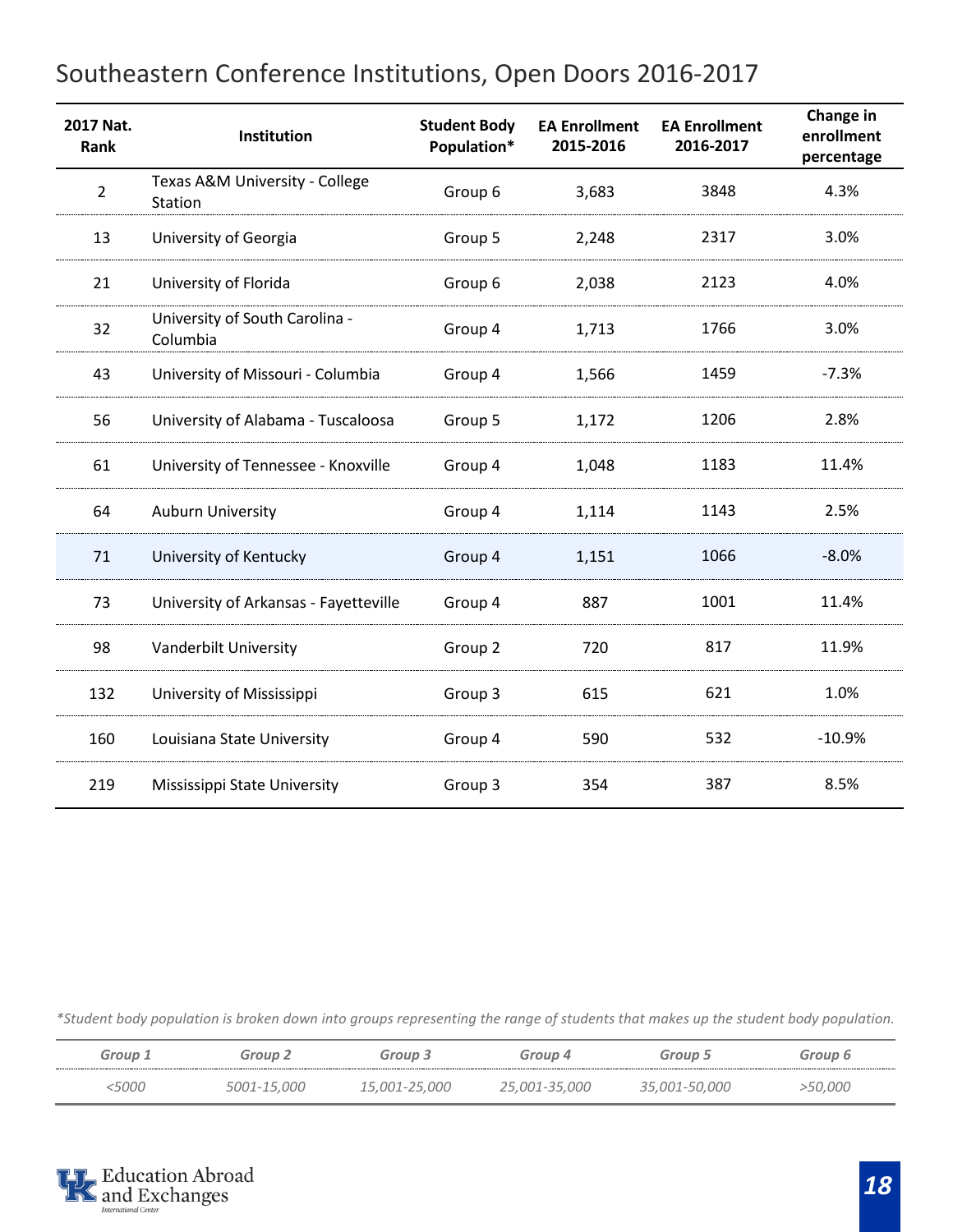# Southeastern Conference Institutions, Open Doors 2016-2017

| 2017 Nat. Rank | Institution | Student Body Population* | EA Enrollment 2015-2016 | EA Enrollment 2016-2017 | Change in enrollment percentage |
|---|---|---|---|---|---|
| 2 | Texas A&M University - College Station | Group 6 | 3,683 | 3848 | 4.3% |
| 13 | University of Georgia | Group 5 | 2,248 | 2317 | 3.0% |
| 21 | University of Florida | Group 6 | 2,038 | 2123 | 4.0% |
| 32 | University of South Carolina - Columbia | Group 4 | 1,713 | 1766 | 3.0% |
| 43 | University of Missouri - Columbia | Group 4 | 1,566 | 1459 | -7.3% |
| 56 | University of Alabama - Tuscaloosa | Group 5 | 1,172 | 1206 | 2.8% |
| 61 | University of Tennessee - Knoxville | Group 4 | 1,048 | 1183 | 11.4% |
| 64 | Auburn University | Group 4 | 1,114 | 1143 | 2.5% |
| 71 | University of Kentucky | Group 4 | 1,151 | 1066 | -8.0% |
| 73 | University of Arkansas - Fayetteville | Group 4 | 887 | 1001 | 11.4% |
| 98 | Vanderbilt University | Group 2 | 720 | 817 | 11.9% |
| 132 | University of Mississippi | Group 3 | 615 | 621 | 1.0% |
| 160 | Louisiana State University | Group 4 | 590 | 532 | -10.9% |
| 219 | Mississippi State University | Group 3 | 354 | 387 | 8.5% |

*\*Student body population is broken down into groups representing the range of students that makes up the student body population.*

| Group 1 | Group 2 | Group 3 | Group 4 | Group 5 | Group 6 |
|---|---|---|---|---|---|
| <5000 | 5001-15,000 | 15,001-25,000 | 25,001-35,000 | 35,001-50,000 | >50,000 |

Education Abroad and Exchanges
International Center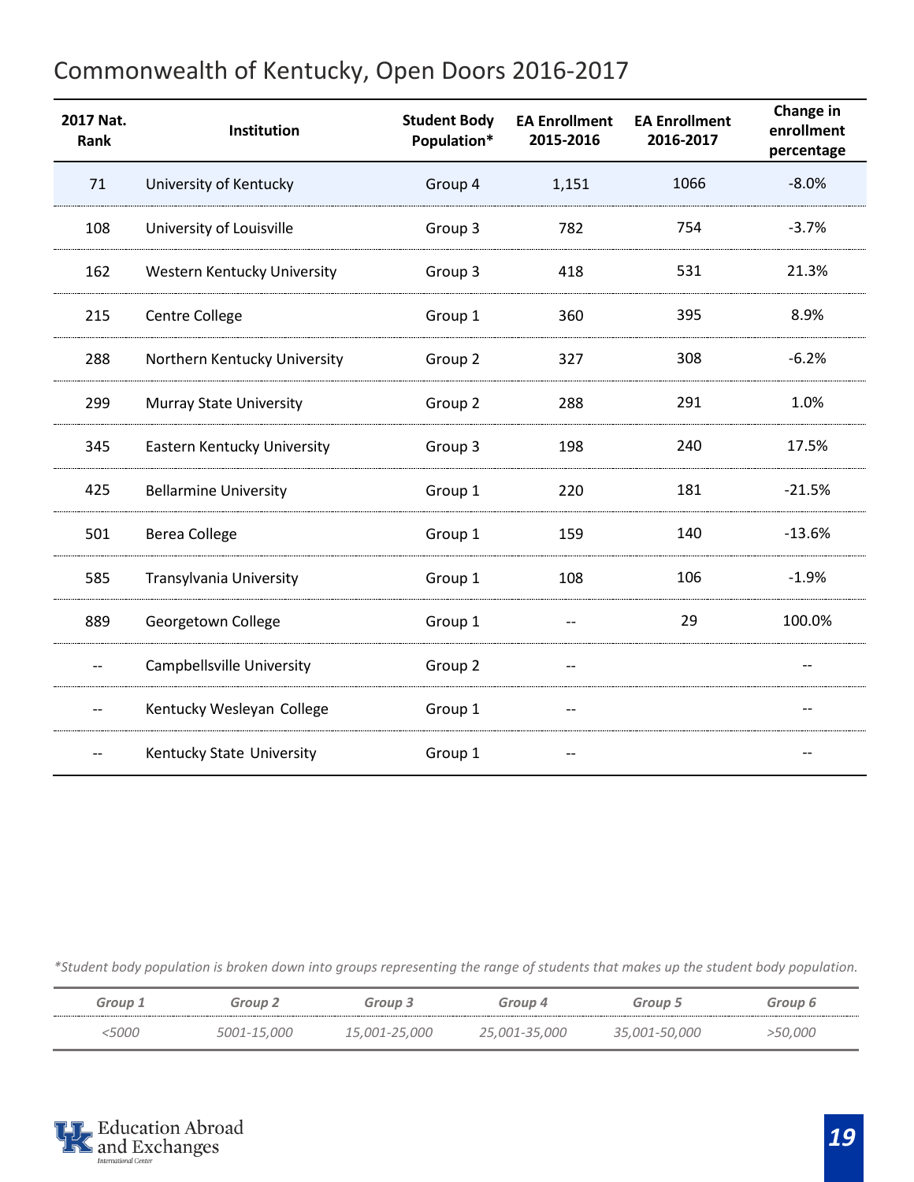# Commonwealth of Kentucky, Open Doors 2016-2017

| 2017 Nat. Rank | Institution | Student Body Population* | EA Enrollment 2015-2016 | EA Enrollment 2016-2017 | Change in enrollment percentage |
|---|---|---|---|---|---|
| 71 | University of Kentucky | Group 4 | 1,151 | 1066 | -8.0% |
| 108 | University of Louisville | Group 3 | 782 | 754 | -3.7% |
| 162 | Western Kentucky University | Group 3 | 418 | 531 | 21.3% |
| 215 | Centre College | Group 1 | 360 | 395 | 8.9% |
| 288 | Northern Kentucky University | Group 2 | 327 | 308 | -6.2% |
| 299 | Murray State University | Group 2 | 288 | 291 | 1.0% |
| 345 | Eastern Kentucky University | Group 3 | 198 | 240 | 17.5% |
| 425 | Bellarmine University | Group 1 | 220 | 181 | -21.5% |
| 501 | Berea College | Group 1 | 159 | 140 | -13.6% |
| 585 | Transylvania University | Group 1 | 108 | 106 | -1.9% |
| 889 | Georgetown College | Group 1 | -- | 29 | 100.0% |
| -- | Campbellsville University | Group 2 | -- | | -- |
| -- | Kentucky Wesleyan College | Group 1 | -- | | -- |
| -- | Kentucky State University | Group 1 | -- | | -- |

*\*Student body population is broken down into groups representing the range of students that makes up the student body population.*

| *Group 1* | *Group 2* | *Group 3* | *Group 4* | *Group 5* | *Group 6* |
|---|---|---|---|---|---|
| *<5000* | *5001-15,000* | *15,001-25,000* | *25,001-35,000* | *35,001-50,000* | *>50,000* |

Education Abroad and Exchanges
International Center